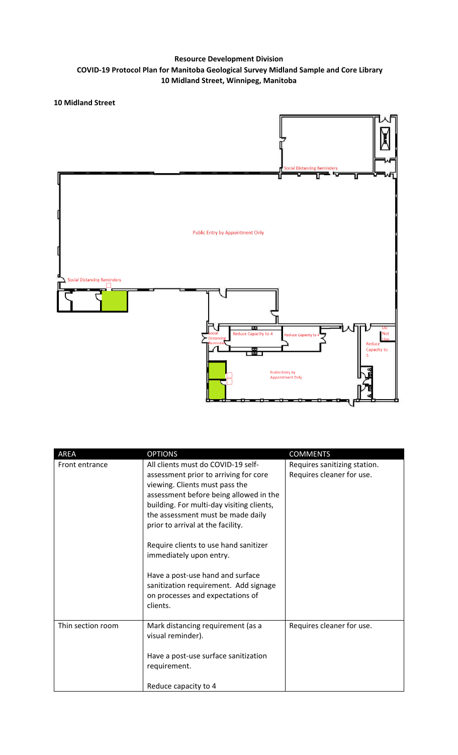**Resource Development Division**
**COVID-19 Protocol Plan for Manitoba Geological Survey Midland Sample and Core Library**
**10 Midland Street, Winnipeg, Manitoba**

**10 Midland Street**

Social Distancing Reminders

Public Entry by Appointment Only

Social Distancing Reminders

Social Distancing Reminders

Reduce Capacity to 4

Reduce Capacity to 4

Do Not Use

Reduce Capacity to 5

Public Entry by Appointment Only

| AREA | OPTIONS | COMMENTS |
|---|---|---|
| Front entrance | All clients must do COVID-19 self-assessment prior to arriving for core viewing. Clients must pass the assessment before being allowed in the building. For multi-day visiting clients, the assessment must be made daily prior to arrival at the facility.<br><br>Require clients to use hand sanitizer immediately upon entry.<br><br>Have a post-use hand and surface sanitization requirement. Add signage on processes and expectations of clients. | Requires sanitizing station. Requires cleaner for use. |
| Thin section room | Mark distancing requirement (as a visual reminder).<br><br>Have a post-use surface sanitization requirement.<br><br>Reduce capacity to 4 | Requires cleaner for use. |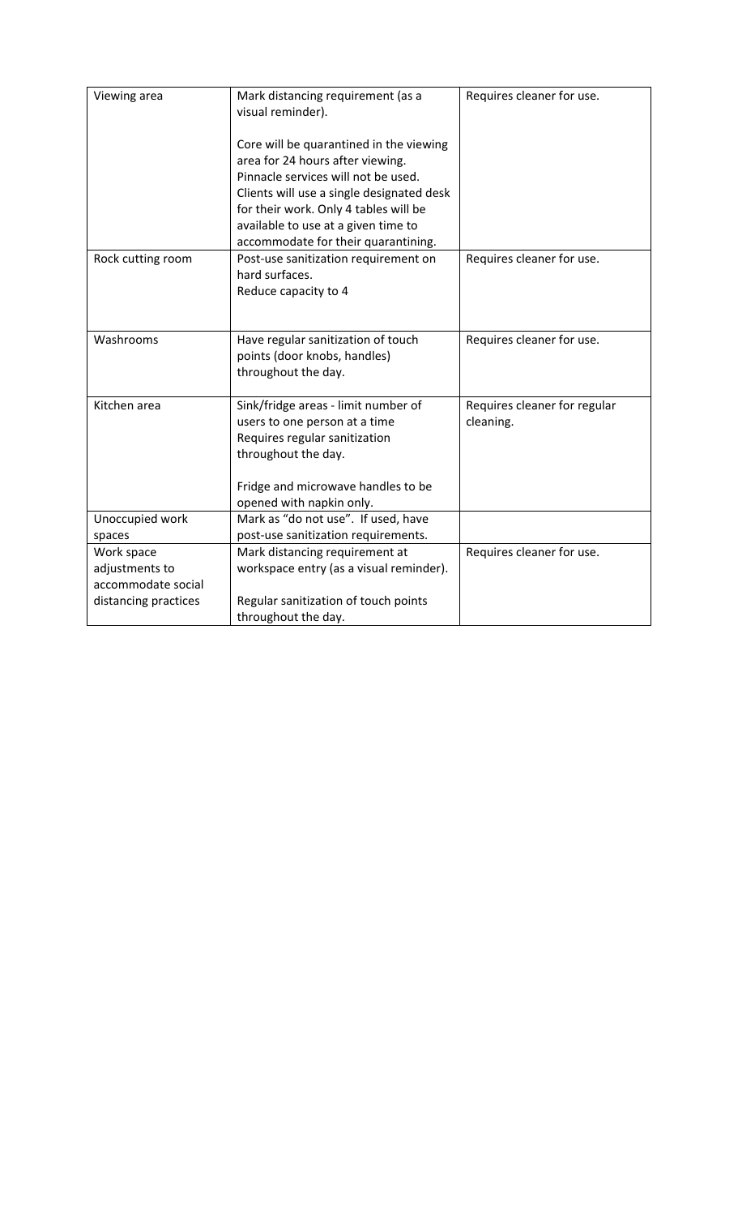| | | |
|---|---|---|
| Viewing area | Mark distancing requirement (as a visual reminder).<br><br>Core will be quarantined in the viewing area for 24 hours after viewing. Pinnacle services will not be used. Clients will use a single designated desk for their work. Only 4 tables will be available to use at a given time to accommodate for their quarantining. | Requires cleaner for use. |
| Rock cutting room | Post-use sanitization requirement on hard surfaces.<br>Reduce capacity to 4 | Requires cleaner for use. |
| Washrooms | Have regular sanitization of touch points (door knobs, handles) throughout the day. | Requires cleaner for use. |
| Kitchen area | Sink/fridge areas - limit number of users to one person at a time<br>Requires regular sanitization throughout the day.<br><br>Fridge and microwave handles to be opened with napkin only. | Requires cleaner for regular cleaning. |
| Unoccupied work spaces | Mark as "do not use". If used, have post-use sanitization requirements. | |
| Work space adjustments to accommodate social distancing practices | Mark distancing requirement at workspace entry (as a visual reminder).<br><br>Regular sanitization of touch points throughout the day. | Requires cleaner for use. |